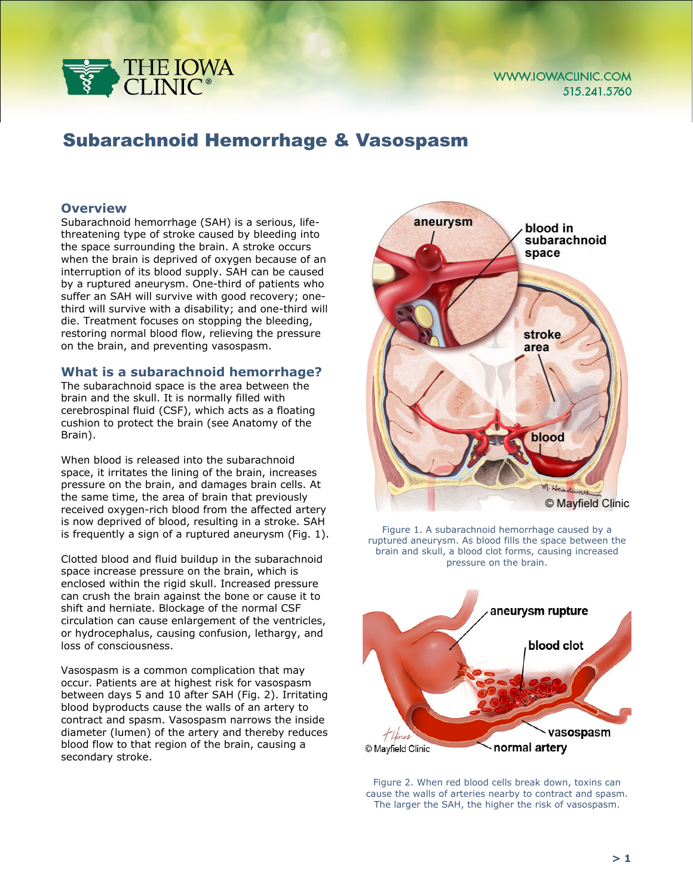# Subarachnoid Hemorrhage & Vasospasm

## Overview

Subarachnoid hemorrhage (SAH) is a serious, life-threatening type of stroke caused by bleeding into the space surrounding the brain. A stroke occurs when the brain is deprived of oxygen because of an interruption of its blood supply. SAH can be caused by a ruptured aneurysm. One-third of patients who suffer an SAH will survive with good recovery; one-third will survive with a disability; and one-third will die. Treatment focuses on stopping the bleeding, restoring normal blood flow, relieving the pressure on the brain, and preventing vasospasm.

## What is a subarachnoid hemorrhage?

The subarachnoid space is the area between the brain and the skull. It is normally filled with cerebrospinal fluid (CSF), which acts as a floating cushion to protect the brain (see Anatomy of the Brain).

When blood is released into the subarachnoid space, it irritates the lining of the brain, increases pressure on the brain, and damages brain cells. At the same time, the area of brain that previously received oxygen-rich blood from the affected artery is now deprived of blood, resulting in a stroke. SAH is frequently a sign of a ruptured aneurysm (Fig. 1).

Clotted blood and fluid buildup in the subarachnoid space increase pressure on the brain, which is enclosed within the rigid skull. Increased pressure can crush the brain against the bone or cause it to shift and herniate. Blockage of the normal CSF circulation can cause enlargement of the ventricles, or hydrocephalus, causing confusion, lethargy, and loss of consciousness.

Vasospasm is a common complication that may occur. Patients are at highest risk for vasospasm between days 5 and 10 after SAH (Fig. 2). Irritating blood byproducts cause the walls of an artery to contract and spasm. Vasospasm narrows the inside diameter (lumen) of the artery and thereby reduces blood flow to that region of the brain, causing a secondary stroke.

Figure 1. A subarachnoid hemorrhage caused by a ruptured aneurysm. As blood fills the space between the brain and skull, a blood clot forms, causing increased pressure on the brain.

Figure 2. When red blood cells break down, toxins can cause the walls of arteries nearby to contract and spasm. The larger the SAH, the higher the risk of vasospasm.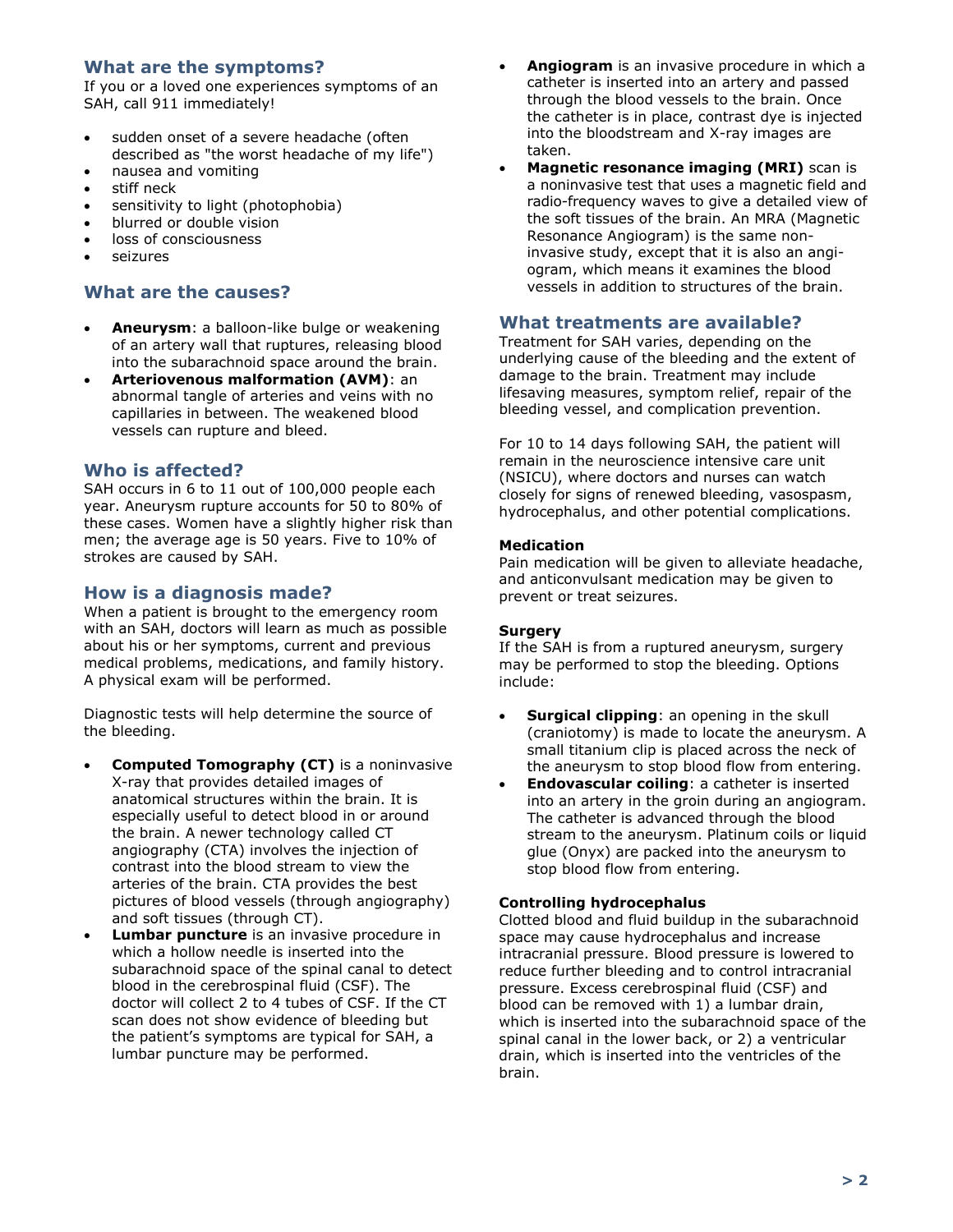## What are the symptoms?

If you or a loved one experiences symptoms of an SAH, call 911 immediately!

- sudden onset of a severe headache (often described as "the worst headache of my life")
- nausea and vomiting
- stiff neck
- sensitivity to light (photophobia)
- blurred or double vision
- loss of consciousness
- seizures

## What are the causes?

- **Aneurysm**: a balloon-like bulge or weakening of an artery wall that ruptures, releasing blood into the subarachnoid space around the brain.
- **Arteriovenous malformation (AVM)**: an abnormal tangle of arteries and veins with no capillaries in between. The weakened blood vessels can rupture and bleed.

## Who is affected?

SAH occurs in 6 to 11 out of 100,000 people each year. Aneurysm rupture accounts for 50 to 80% of these cases. Women have a slightly higher risk than men; the average age is 50 years. Five to 10% of strokes are caused by SAH.

## How is a diagnosis made?

When a patient is brought to the emergency room with an SAH, doctors will learn as much as possible about his or her symptoms, current and previous medical problems, medications, and family history. A physical exam will be performed.

Diagnostic tests will help determine the source of the bleeding.

- **Computed Tomography (CT)** is a noninvasive X-ray that provides detailed images of anatomical structures within the brain. It is especially useful to detect blood in or around the brain. A newer technology called CT angiography (CTA) involves the injection of contrast into the blood stream to view the arteries of the brain. CTA provides the best pictures of blood vessels (through angiography) and soft tissues (through CT).
- **Lumbar puncture** is an invasive procedure in which a hollow needle is inserted into the subarachnoid space of the spinal canal to detect blood in the cerebrospinal fluid (CSF). The doctor will collect 2 to 4 tubes of CSF. If the CT scan does not show evidence of bleeding but the patient's symptoms are typical for SAH, a lumbar puncture may be performed.
- **Angiogram** is an invasive procedure in which a catheter is inserted into an artery and passed through the blood vessels to the brain. Once the catheter is in place, contrast dye is injected into the bloodstream and X-ray images are taken.
- **Magnetic resonance imaging (MRI)** scan is a noninvasive test that uses a magnetic field and radio-frequency waves to give a detailed view of the soft tissues of the brain. An MRA (Magnetic Resonance Angiogram) is the same non-invasive study, except that it is also an angiogram, which means it examines the blood vessels in addition to structures of the brain.

## What treatments are available?

Treatment for SAH varies, depending on the underlying cause of the bleeding and the extent of damage to the brain. Treatment may include lifesaving measures, symptom relief, repair of the bleeding vessel, and complication prevention.

For 10 to 14 days following SAH, the patient will remain in the neuroscience intensive care unit (NSICU), where doctors and nurses can watch closely for signs of renewed bleeding, vasospasm, hydrocephalus, and other potential complications.

### Medication

Pain medication will be given to alleviate headache, and anticonvulsant medication may be given to prevent or treat seizures.

### Surgery

If the SAH is from a ruptured aneurysm, surgery may be performed to stop the bleeding. Options include:

- **Surgical clipping**: an opening in the skull (craniotomy) is made to locate the aneurysm. A small titanium clip is placed across the neck of the aneurysm to stop blood flow from entering.
- **Endovascular coiling**: a catheter is inserted into an artery in the groin during an angiogram. The catheter is advanced through the blood stream to the aneurysm. Platinum coils or liquid glue (Onyx) are packed into the aneurysm to stop blood flow from entering.

### Controlling hydrocephalus

Clotted blood and fluid buildup in the subarachnoid space may cause hydrocephalus and increase intracranial pressure. Blood pressure is lowered to reduce further bleeding and to control intracranial pressure. Excess cerebrospinal fluid (CSF) and blood can be removed with 1) a lumbar drain, which is inserted into the subarachnoid space of the spinal canal in the lower back, or 2) a ventricular drain, which is inserted into the ventricles of the brain.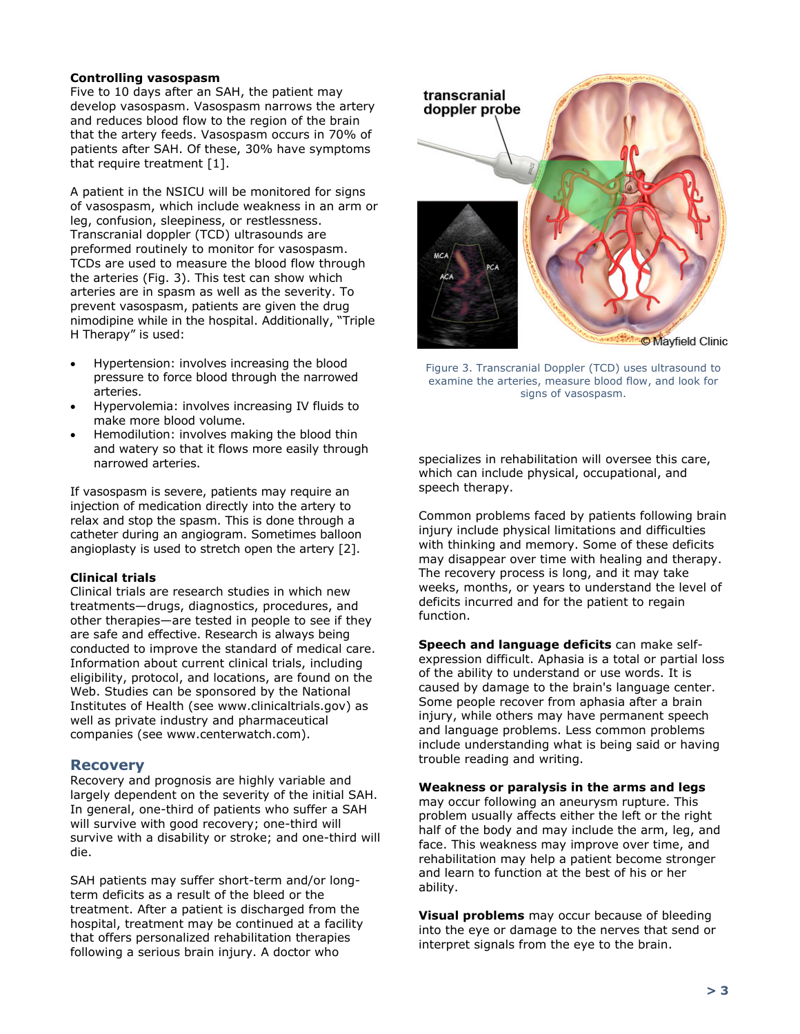**Controlling vasospasm**

Five to 10 days after an SAH, the patient may develop vasospasm. Vasospasm narrows the artery and reduces blood flow to the region of the brain that the artery feeds. Vasospasm occurs in 70% of patients after SAH. Of these, 30% have symptoms that require treatment [1].

A patient in the NSICU will be monitored for signs of vasospasm, which include weakness in an arm or leg, confusion, sleepiness, or restlessness. Transcranial doppler (TCD) ultrasounds are preformed routinely to monitor for vasospasm. TCDs are used to measure the blood flow through the arteries (Fig. 3). This test can show which arteries are in spasm as well as the severity. To prevent vasospasm, patients are given the drug nimodipine while in the hospital. Additionally, "Triple H Therapy" is used:

- Hypertension: involves increasing the blood pressure to force blood through the narrowed arteries.
- Hypervolemia: involves increasing IV fluids to make more blood volume.
- Hemodilution: involves making the blood thin and watery so that it flows more easily through narrowed arteries.

If vasospasm is severe, patients may require an injection of medication directly into the artery to relax and stop the spasm. This is done through a catheter during an angiogram. Sometimes balloon angioplasty is used to stretch open the artery [2].

Figure 3. Transcranial Doppler (TCD) uses ultrasound to examine the arteries, measure blood flow, and look for signs of vasospasm.

**Clinical trials**

Clinical trials are research studies in which new treatments—drugs, diagnostics, procedures, and other therapies—are tested in people to see if they are safe and effective. Research is always being conducted to improve the standard of medical care. Information about current clinical trials, including eligibility, protocol, and locations, are found on the Web. Studies can be sponsored by the National Institutes of Health (see www.clinicaltrials.gov) as well as private industry and pharmaceutical companies (see www.centerwatch.com).

## Recovery

Recovery and prognosis are highly variable and largely dependent on the severity of the initial SAH. In general, one-third of patients who suffer a SAH will survive with good recovery; one-third will survive with a disability or stroke; and one-third will die.

SAH patients may suffer short-term and/or long-term deficits as a result of the bleed or the treatment. After a patient is discharged from the hospital, treatment may be continued at a facility that offers personalized rehabilitation therapies following a serious brain injury. A doctor who specializes in rehabilitation will oversee this care, which can include physical, occupational, and speech therapy.

Common problems faced by patients following brain injury include physical limitations and difficulties with thinking and memory. Some of these deficits may disappear over time with healing and therapy. The recovery process is long, and it may take weeks, months, or years to understand the level of deficits incurred and for the patient to regain function.

**Speech and language deficits** can make self-expression difficult. Aphasia is a total or partial loss of the ability to understand or use words. It is caused by damage to the brain's language center. Some people recover from aphasia after a brain injury, while others may have permanent speech and language problems. Less common problems include understanding what is being said or having trouble reading and writing.

**Weakness or paralysis in the arms and legs** may occur following an aneurysm rupture. This problem usually affects either the left or the right half of the body and may include the arm, leg, and face. This weakness may improve over time, and rehabilitation may help a patient become stronger and learn to function at the best of his or her ability.

**Visual problems** may occur because of bleeding into the eye or damage to the nerves that send or interpret signals from the eye to the brain.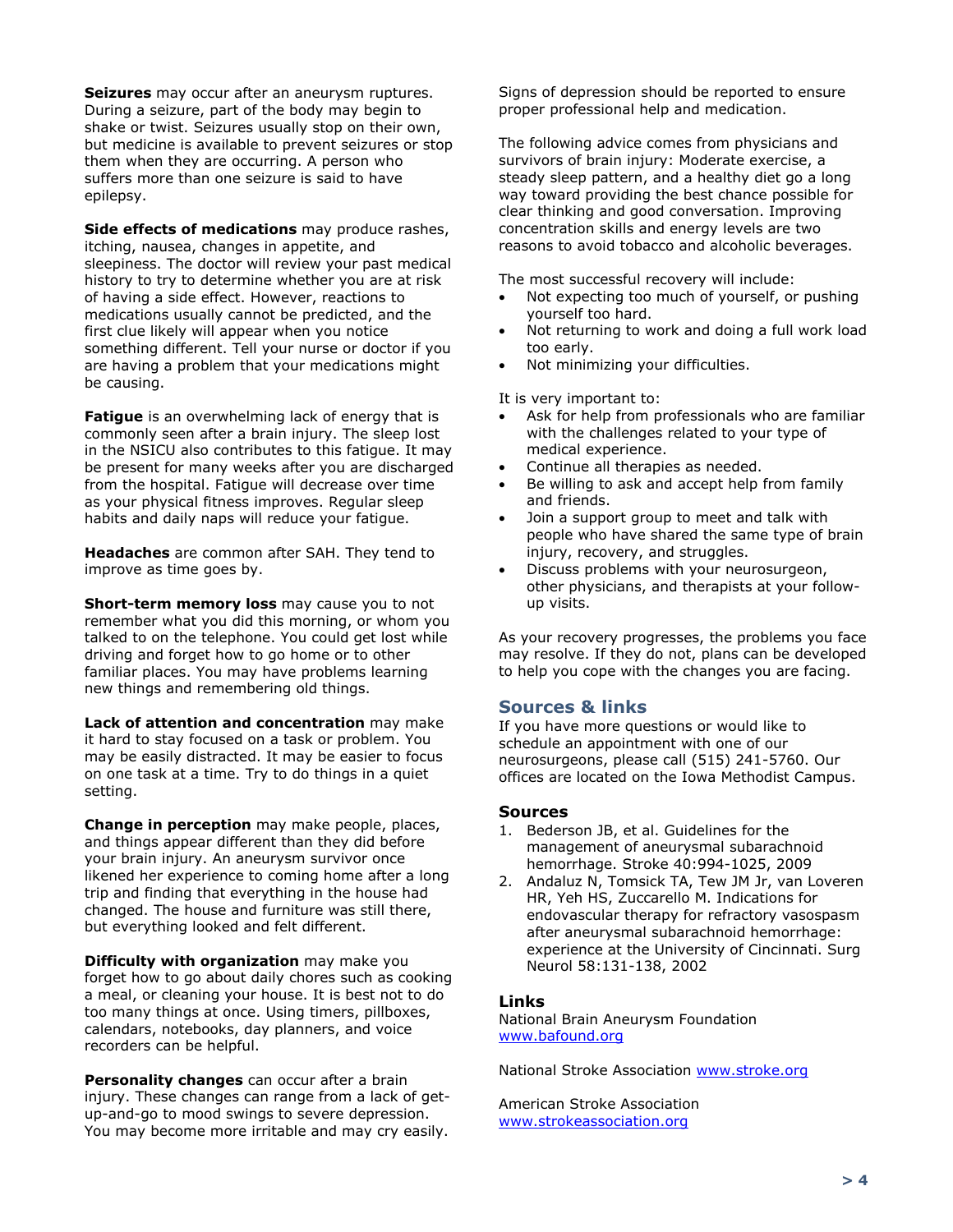**Seizures** may occur after an aneurysm ruptures. During a seizure, part of the body may begin to shake or twist. Seizures usually stop on their own, but medicine is available to prevent seizures or stop them when they are occurring. A person who suffers more than one seizure is said to have epilepsy.

**Side effects of medications** may produce rashes, itching, nausea, changes in appetite, and sleepiness. The doctor will review your past medical history to try to determine whether you are at risk of having a side effect. However, reactions to medications usually cannot be predicted, and the first clue likely will appear when you notice something different. Tell your nurse or doctor if you are having a problem that your medications might be causing.

**Fatigue** is an overwhelming lack of energy that is commonly seen after a brain injury. The sleep lost in the NSICU also contributes to this fatigue. It may be present for many weeks after you are discharged from the hospital. Fatigue will decrease over time as your physical fitness improves. Regular sleep habits and daily naps will reduce your fatigue.

**Headaches** are common after SAH. They tend to improve as time goes by.

**Short-term memory loss** may cause you to not remember what you did this morning, or whom you talked to on the telephone. You could get lost while driving and forget how to go home or to other familiar places. You may have problems learning new things and remembering old things.

**Lack of attention and concentration** may make it hard to stay focused on a task or problem. You may be easily distracted. It may be easier to focus on one task at a time. Try to do things in a quiet setting.

**Change in perception** may make people, places, and things appear different than they did before your brain injury. An aneurysm survivor once likened her experience to coming home after a long trip and finding that everything in the house had changed. The house and furniture was still there, but everything looked and felt different.

**Difficulty with organization** may make you forget how to go about daily chores such as cooking a meal, or cleaning your house. It is best not to do too many things at once. Using timers, pillboxes, calendars, notebooks, day planners, and voice recorders can be helpful.

**Personality changes** can occur after a brain injury. These changes can range from a lack of get-up-and-go to mood swings to severe depression. You may become more irritable and may cry easily. Signs of depression should be reported to ensure proper professional help and medication.

The following advice comes from physicians and survivors of brain injury: Moderate exercise, a steady sleep pattern, and a healthy diet go a long way toward providing the best chance possible for clear thinking and good conversation. Improving concentration skills and energy levels are two reasons to avoid tobacco and alcoholic beverages.

The most successful recovery will include:

- Not expecting too much of yourself, or pushing yourself too hard.
- Not returning to work and doing a full work load too early.
- Not minimizing your difficulties.

It is very important to:

- Ask for help from professionals who are familiar with the challenges related to your type of medical experience.
- Continue all therapies as needed.
- Be willing to ask and accept help from family and friends.
- Join a support group to meet and talk with people who have shared the same type of brain injury, recovery, and struggles.
- Discuss problems with your neurosurgeon, other physicians, and therapists at your follow-up visits.

As your recovery progresses, the problems you face may resolve. If they do not, plans can be developed to help you cope with the changes you are facing.

## Sources & links

If you have more questions or would like to schedule an appointment with one of our neurosurgeons, please call (515) 241-5760. Our offices are located on the Iowa Methodist Campus.

### Sources

1. Bederson JB, et al. Guidelines for the management of aneurysmal subarachnoid hemorrhage. Stroke 40:994-1025, 2009
2. Andaluz N, Tomsick TA, Tew JM Jr, van Loveren HR, Yeh HS, Zuccarello M. Indications for endovascular therapy for refractory vasospasm after aneurysmal subarachnoid hemorrhage: experience at the University of Cincinnati. Surg Neurol 58:131-138, 2002

### Links

National Brain Aneurysm Foundation
www.bafound.org

National Stroke Association www.stroke.org

American Stroke Association
www.strokeassociation.org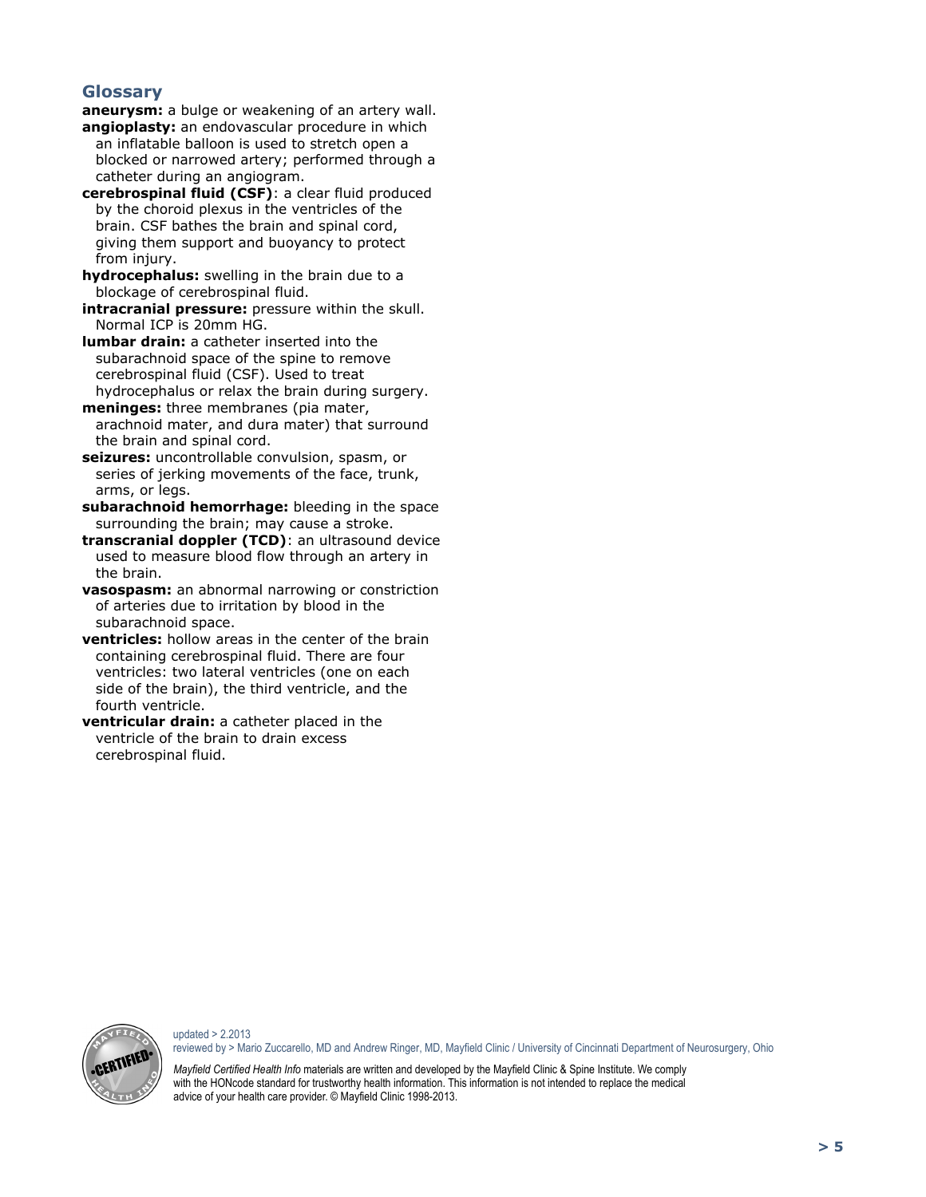## Glossary

**aneurysm:** a bulge or weakening of an artery wall.

**angioplasty:** an endovascular procedure in which an inflatable balloon is used to stretch open a blocked or narrowed artery; performed through a catheter during an angiogram.

**cerebrospinal fluid (CSF)**: a clear fluid produced by the choroid plexus in the ventricles of the brain. CSF bathes the brain and spinal cord, giving them support and buoyancy to protect from injury.

**hydrocephalus:** swelling in the brain due to a blockage of cerebrospinal fluid.

**intracranial pressure:** pressure within the skull. Normal ICP is 20mm HG.

**lumbar drain:** a catheter inserted into the subarachnoid space of the spine to remove cerebrospinal fluid (CSF). Used to treat hydrocephalus or relax the brain during surgery.

**meninges:** three membranes (pia mater, arachnoid mater, and dura mater) that surround the brain and spinal cord.

**seizures:** uncontrollable convulsion, spasm, or series of jerking movements of the face, trunk, arms, or legs.

**subarachnoid hemorrhage:** bleeding in the space surrounding the brain; may cause a stroke.

**transcranial doppler (TCD)**: an ultrasound device used to measure blood flow through an artery in the brain.

**vasospasm:** an abnormal narrowing or constriction of arteries due to irritation by blood in the subarachnoid space.

**ventricles:** hollow areas in the center of the brain containing cerebrospinal fluid. There are four ventricles: two lateral ventricles (one on each side of the brain), the third ventricle, and the fourth ventricle.

**ventricular drain:** a catheter placed in the ventricle of the brain to drain excess cerebrospinal fluid.

updated > 2.2013

reviewed by > Mario Zuccarello, MD and Andrew Ringer, MD, Mayfield Clinic / University of Cincinnati Department of Neurosurgery, Ohio

*Mayfield Certified Health Info* materials are written and developed by the Mayfield Clinic & Spine Institute. We comply with the HONcode standard for trustworthy health information. This information is not intended to replace the medical advice of your health care provider. © Mayfield Clinic 1998-2013.